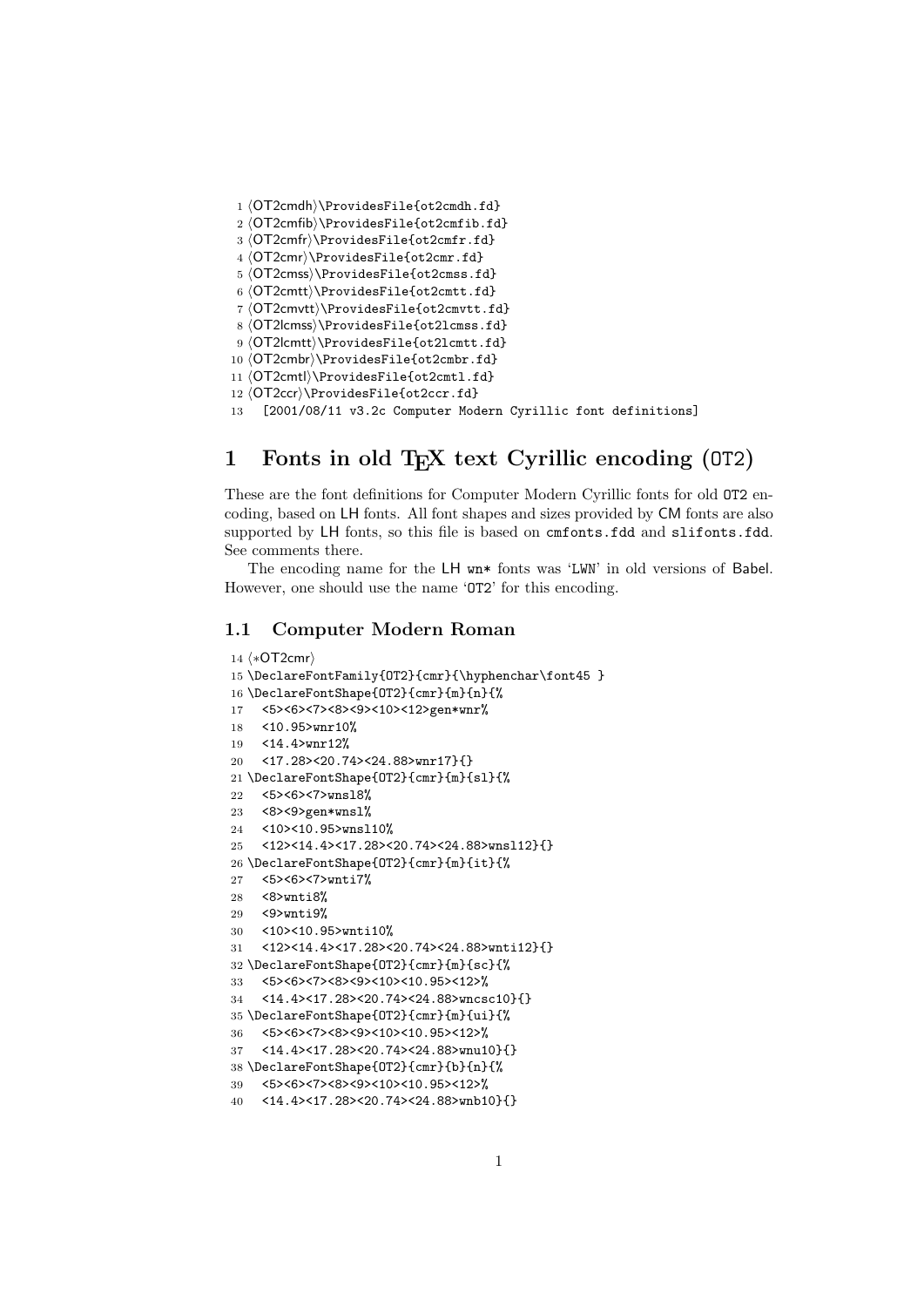```
1 ⟨OT2cmdh⟩\ProvidesFile{ot2cmdh.fd}
2 ⟨OT2cmfib⟩\ProvidesFile{ot2cmfib.fd}
3 ⟨OT2cmfr⟩\ProvidesFile{ot2cmfr.fd}
4 ⟨OT2cmr⟩\ProvidesFile{ot2cmr.fd}
5 ⟨OT2cmss⟩\ProvidesFile{ot2cmss.fd}
6 ⟨OT2cmtt⟩\ProvidesFile{ot2cmtt.fd}
7 ⟨OT2cmvtt⟩\ProvidesFile{ot2cmvtt.fd}
8 ⟨OT2lcmss⟩\ProvidesFile{ot2lcmss.fd}
9 ⟨OT2lcmtt⟩\ProvidesFile{ot2lcmtt.fd}
10 ⟨OT2cmbr⟩\ProvidesFile{ot2cmbr.fd}
11 ⟨OT2cmtl⟩\ProvidesFile{ot2cmtl.fd}
12 ⟨OT2ccr⟩\ProvidesFile{ot2ccr.fd}
13   [2001/08/11 v3.2c Computer Modern Cyrillic font definitions]
```

# 1 Fonts in old TEX text Cyrillic encoding (OT2)

These are the font definitions for Computer Modern Cyrillic fonts for old OT2 encoding, based on LH fonts. All font shapes and sizes provided by CM fonts are also supported by LH fonts, so this file is based on cmfonts.fdd and slifonts.fdd. See comments there.

The encoding name for the LH wn* fonts was 'LWN' in old versions of Babel. However, one should use the name 'OT2' for this encoding.

## 1.1 Computer Modern Roman

```
14 ⟨*OT2cmr⟩
15 \DeclareFontFamily{OT2}{cmr}{\hyphenchar\font45 }
16 \DeclareFontShape{OT2}{cmr}{m}{n}{%
17   <5><6><7><8><9><10><12>gen*wnr%
18   <10.95>wnr10%
19   <14.4>wnr12%
20   <17.28><20.74><24.88>wnr17}{}
21 \DeclareFontShape{OT2}{cmr}{m}{sl}{%
22   <5><6><7>wnsl8%
23   <8><9>gen*wnsl%
24   <10><10.95>wnsl10%
25   <12><14.4><17.28><20.74><24.88>wnsl12}{}
26 \DeclareFontShape{OT2}{cmr}{m}{it}{%
27   <5><6><7>wnti7%
28   <8>wnti8%
29   <9>wnti9%
30   <10><10.95>wnti10%
31   <12><14.4><17.28><20.74><24.88>wnti12}{}
32 \DeclareFontShape{OT2}{cmr}{m}{sc}{%
33   <5><6><7><8><9><10><10.95><12>%
34   <14.4><17.28><20.74><24.88>wncsc10}{}
35 \DeclareFontShape{OT2}{cmr}{m}{ui}{%
36   <5><6><7><8><9><10><10.95><12>%
37   <14.4><17.28><20.74><24.88>wnu10}{}
38 \DeclareFontShape{OT2}{cmr}{b}{n}{%
39   <5><6><7><8><9><10><10.95><12>%
40   <14.4><17.28><20.74><24.88>wnb10}{}
```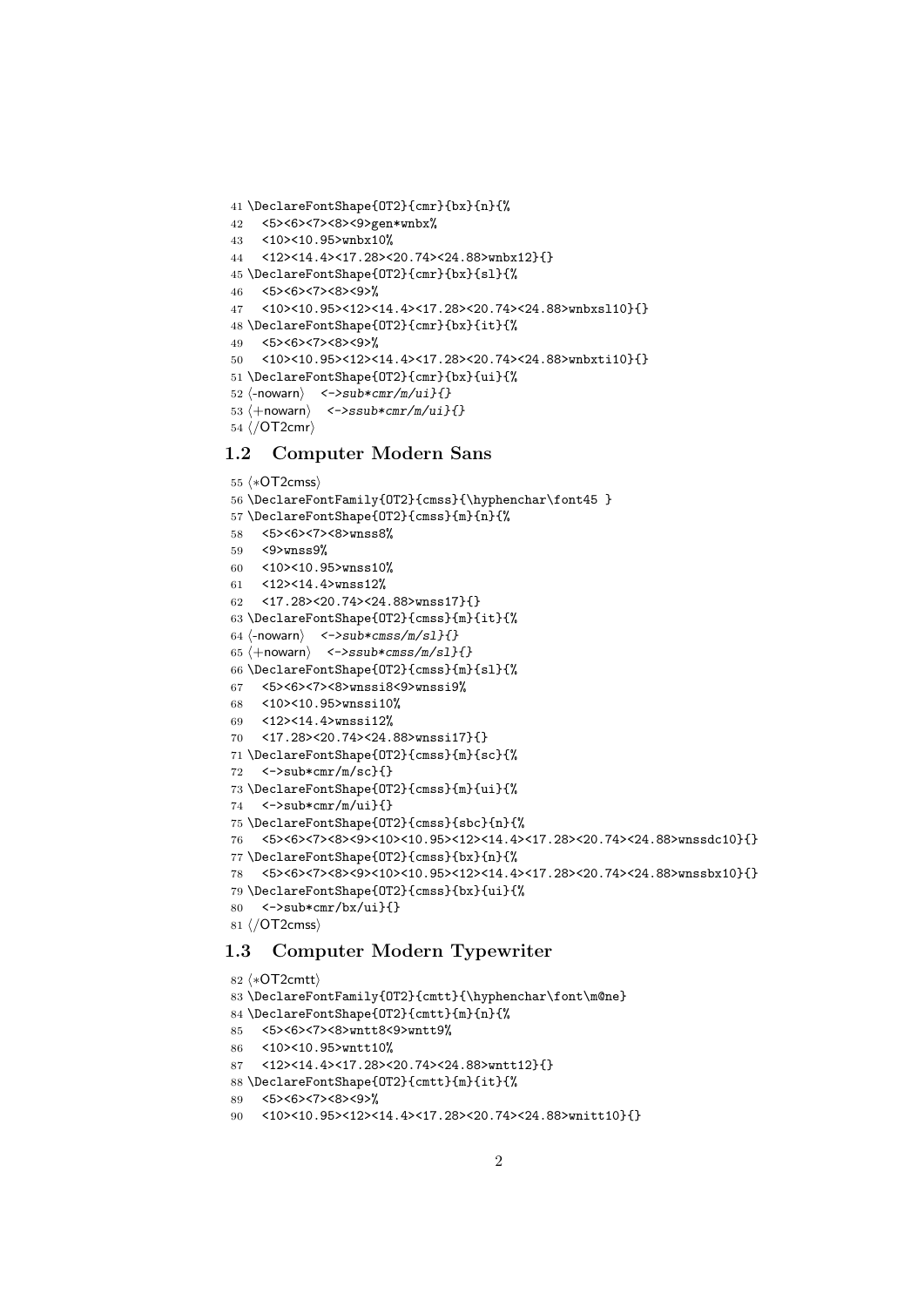```
41 \DeclareFontShape{OT2}{cmr}{bx}{n}{%
42   <5><6><7><8><9>gen*wnbx%
43   <10><10.95>wnbx10%
44   <12><14.4><17.28><20.74><24.88>wnbx12}{}
45 \DeclareFontShape{OT2}{cmr}{bx}{sl}{%
46   <5><6><7><8><9>%
47   <10><10.95><12><14.4><17.28><20.74><24.88>wnbxsl10}{}
48 \DeclareFontShape{OT2}{cmr}{bx}{it}{%
49   <5><6><7><8><9>%
50   <10><10.95><12><14.4><17.28><20.74><24.88>wnbxti10}{}
51 \DeclareFontShape{OT2}{cmr}{bx}{ui}{%
52 ⟨-nowarn⟩   <->sub*cmr/m/ui}{}
53 ⟨+nowarn⟩   <->ssub*cmr/m/ui}{}
54 ⟨/OT2cmr⟩
```

## 1.2 Computer Modern Sans

```
55 ⟨*OT2cmss⟩
56 \DeclareFontFamily{OT2}{cmss}{\hyphenchar\font45 }
57 \DeclareFontShape{OT2}{cmss}{m}{n}{%
58   <5><6><7><8>wnss8%
59   <9>wnss9%
60   <10><10.95>wnss10%
61   <12><14.4>wnss12%
62   <17.28><20.74><24.88>wnss17}{}
63 \DeclareFontShape{OT2}{cmss}{m}{it}{%
64 ⟨-nowarn⟩   <->sub*cmss/m/sl}{}
65 ⟨+nowarn⟩   <->ssub*cmss/m/sl}{}
66 \DeclareFontShape{OT2}{cmss}{m}{sl}{%
67   <5><6><7><8>wnssi8<9>wnssi9%
68   <10><10.95>wnssi10%
69   <12><14.4>wnssi12%
70   <17.28><20.74><24.88>wnssi17}{}
71 \DeclareFontShape{OT2}{cmss}{m}{sc}{%
72   <->sub*cmr/m/sc}{}
73 \DeclareFontShape{OT2}{cmss}{m}{ui}{%
74   <->sub*cmr/m/ui}{}
75 \DeclareFontShape{OT2}{cmss}{sbc}{n}{%
76   <5><6><7><8><9><10><10.95><12><14.4><17.28><20.74><24.88>wnssdc10}{}
77 \DeclareFontShape{OT2}{cmss}{bx}{n}{%
78   <5><6><7><8><9><10><10.95><12><14.4><17.28><20.74><24.88>wnssbx10}{}
79 \DeclareFontShape{OT2}{cmss}{bx}{ui}{%
80   <->sub*cmr/bx/ui}{}
81 ⟨/OT2cmss⟩
```

## 1.3 Computer Modern Typewriter

```
82 ⟨*OT2cmtt⟩
83 \DeclareFontFamily{OT2}{cmtt}{\hyphenchar\font\m@ne}
84 \DeclareFontShape{OT2}{cmtt}{m}{n}{%
85   <5><6><7><8>wntt8<9>wntt9%
86   <10><10.95>wntt10%
87   <12><14.4><17.28><20.74><24.88>wntt12}{}
88 \DeclareFontShape{OT2}{cmtt}{m}{it}{%
89   <5><6><7><8><9>%
90   <10><10.95><12><14.4><17.28><20.74><24.88>wnitt10}{}
```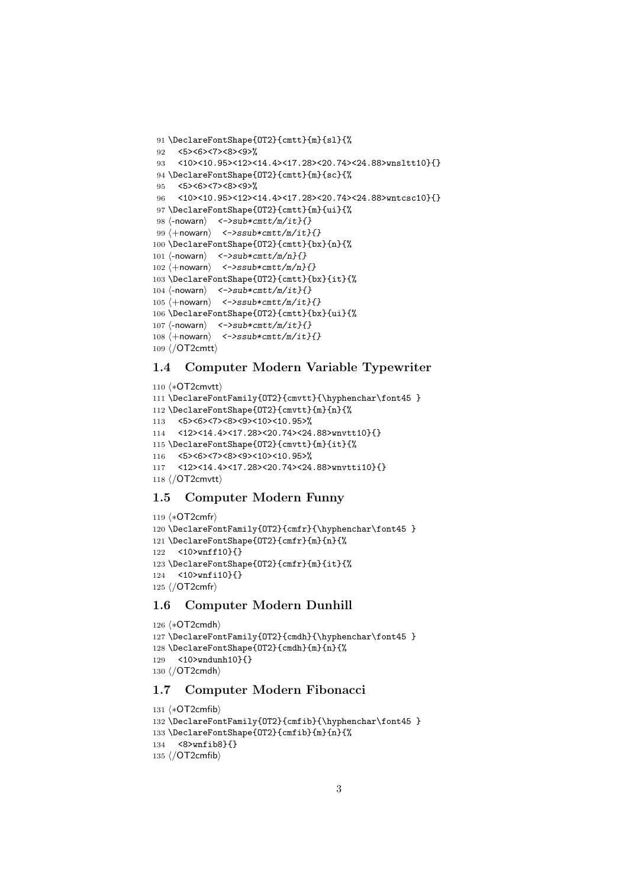```
91 \DeclareFontShape{OT2}{cmtt}{m}{sl}{%
92   <5><6><7><8><9>%
93   <10><10.95><12><14.4><17.28><20.74><24.88>wnsltt10}{}
94 \DeclareFontShape{OT2}{cmtt}{m}{sc}{%
95   <5><6><7><8><9>%
96   <10><10.95><12><14.4><17.28><20.74><24.88>wntcsc10}{}
97 \DeclareFontShape{OT2}{cmtt}{m}{ui}{%
98 ⟨-nowarn⟩   <->sub*cmtt/m/it}{}
99 ⟨+nowarn⟩   <->ssub*cmtt/m/it}{}
100 \DeclareFontShape{OT2}{cmtt}{bx}{n}{%
101 ⟨-nowarn⟩   <->sub*cmtt/m/n}{}
102 ⟨+nowarn⟩   <->ssub*cmtt/m/n}{}
103 \DeclareFontShape{OT2}{cmtt}{bx}{it}{%
104 ⟨-nowarn⟩   <->sub*cmtt/m/it}{}
105 ⟨+nowarn⟩   <->ssub*cmtt/m/it}{}
106 \DeclareFontShape{OT2}{cmtt}{bx}{ui}{%
107 ⟨-nowarn⟩   <->sub*cmtt/m/it}{}
108 ⟨+nowarn⟩   <->ssub*cmtt/m/it}{}
109 ⟨/OT2cmtt⟩
```

### 1.4 Computer Modern Variable Typewriter

```
110 ⟨*OT2cmvtt⟩
111 \DeclareFontFamily{OT2}{cmvtt}{\hyphenchar\font45 }
112 \DeclareFontShape{OT2}{cmvtt}{m}{n}{%
113   <5><6><7><8><9><10><10.95>%
114   <12><14.4><17.28><20.74><24.88>wnvtt10}{}
115 \DeclareFontShape{OT2}{cmvtt}{m}{it}{%
116   <5><6><7><8><9><10><10.95>%
117   <12><14.4><17.28><20.74><24.88>wnvtti10}{}
118 ⟨/OT2cmvtt⟩
```

### 1.5 Computer Modern Funny

```
119 ⟨*OT2cmfr⟩
120 \DeclareFontFamily{OT2}{cmfr}{\hyphenchar\font45 }
121 \DeclareFontShape{OT2}{cmfr}{m}{n}{%
122   <10>wnff10}{}
123 \DeclareFontShape{OT2}{cmfr}{m}{it}{%
124   <10>wnfi10}{}
125 ⟨/OT2cmfr⟩
```

### 1.6 Computer Modern Dunhill

```
126 ⟨*OT2cmdh⟩
127 \DeclareFontFamily{OT2}{cmdh}{\hyphenchar\font45 }
128 \DeclareFontShape{OT2}{cmdh}{m}{n}{%
129   <10>wndunh10}{}
130 ⟨/OT2cmdh⟩
```

### 1.7 Computer Modern Fibonacci

```
131 ⟨*OT2cmfib⟩
132 \DeclareFontFamily{OT2}{cmfib}{\hyphenchar\font45 }
133 \DeclareFontShape{OT2}{cmfib}{m}{n}{%
134   <8>wnfib8}{}
135 ⟨/OT2cmfib⟩
```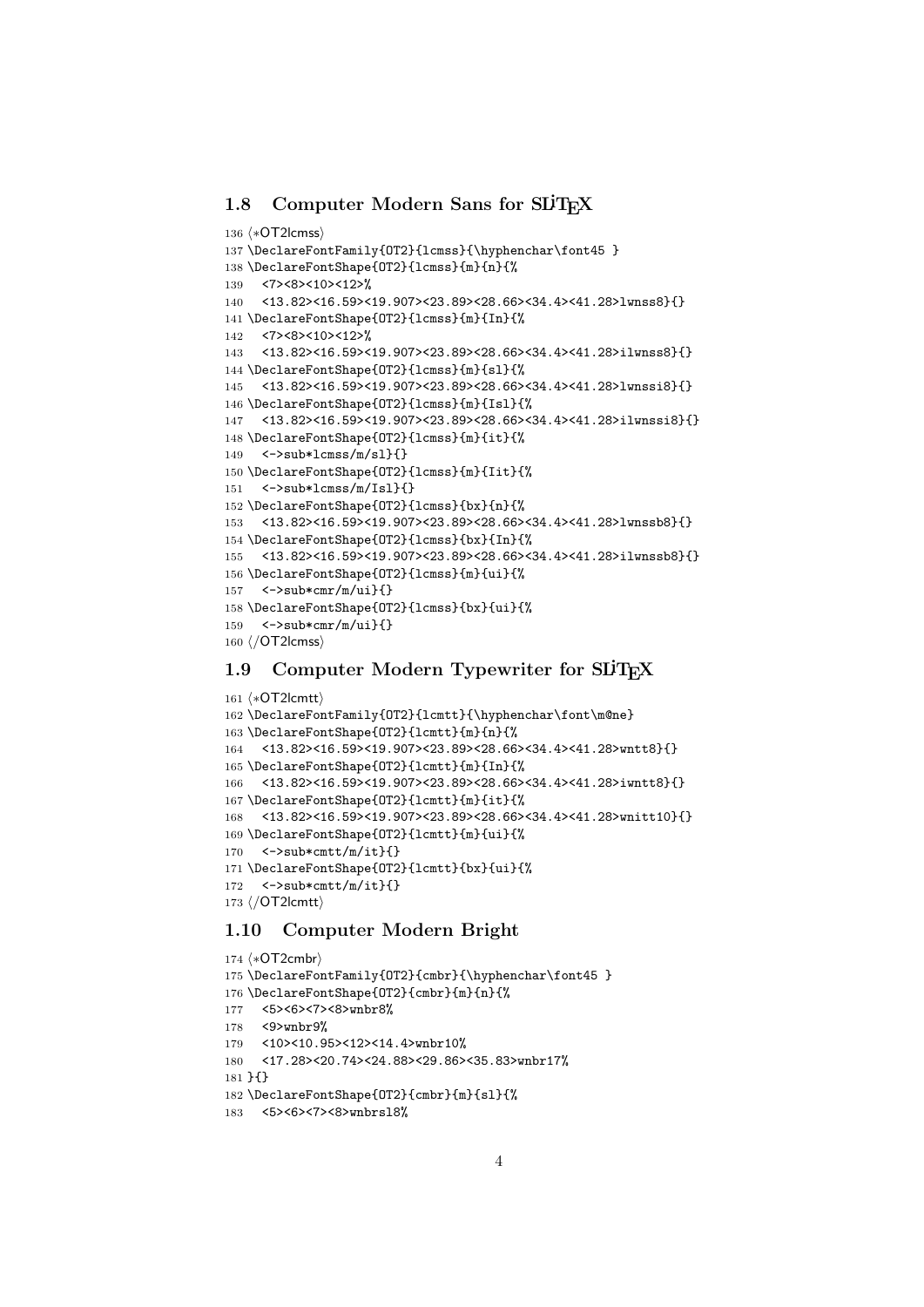## 1.8 Computer Modern Sans for SLiTeX

```
136 ⟨*OT2lcmss⟩
137 \DeclareFontFamily{OT2}{lcmss}{\hyphenchar\font45 }
138 \DeclareFontShape{OT2}{lcmss}{m}{n}{%
139   <7><8><10><12>%
140   <13.82><16.59><19.907><23.89><28.66><34.4><41.28>lwnss8}{}
141 \DeclareFontShape{OT2}{lcmss}{m}{In}{%
142   <7><8><10><12>%
143   <13.82><16.59><19.907><23.89><28.66><34.4><41.28>ilwnss8}{}
144 \DeclareFontShape{OT2}{lcmss}{m}{sl}{%
145   <13.82><16.59><19.907><23.89><28.66><34.4><41.28>lwnssi8}{}
146 \DeclareFontShape{OT2}{lcmss}{m}{Isl}{%
147   <13.82><16.59><19.907><23.89><28.66><34.4><41.28>ilwnssi8}{}
148 \DeclareFontShape{OT2}{lcmss}{m}{it}{%
149   <->sub*lcmss/m/sl}{}
150 \DeclareFontShape{OT2}{lcmss}{m}{Iit}{%
151   <->sub*lcmss/m/Isl}{}
152 \DeclareFontShape{OT2}{lcmss}{bx}{n}{%
153   <13.82><16.59><19.907><23.89><28.66><34.4><41.28>lwnssb8}{}
154 \DeclareFontShape{OT2}{lcmss}{bx}{In}{%
155   <13.82><16.59><19.907><23.89><28.66><34.4><41.28>ilwnssb8}{}
156 \DeclareFontShape{OT2}{lcmss}{m}{ui}{%
157   <->sub*cmr/m/ui}{}
158 \DeclareFontShape{OT2}{lcmss}{bx}{ui}{%
159   <->sub*cmr/m/ui}{}
160 ⟨/OT2lcmss⟩
```

## 1.9 Computer Modern Typewriter for SLiTeX

```
161 ⟨*OT2lcmtt⟩
162 \DeclareFontFamily{OT2}{lcmtt}{\hyphenchar\font\m@ne}
163 \DeclareFontShape{OT2}{lcmtt}{m}{n}{%
164   <13.82><16.59><19.907><23.89><28.66><34.4><41.28>wntt8}{}
165 \DeclareFontShape{OT2}{lcmtt}{m}{In}{%
166   <13.82><16.59><19.907><23.89><28.66><34.4><41.28>iwntt8}{}
167 \DeclareFontShape{OT2}{lcmtt}{m}{it}{%
168   <13.82><16.59><19.907><23.89><28.66><34.4><41.28>wnitt10}{}
169 \DeclareFontShape{OT2}{lcmtt}{m}{ui}{%
170   <->sub*cmtt/m/it}{}
171 \DeclareFontShape{OT2}{lcmtt}{bx}{ui}{%
172   <->sub*cmtt/m/it}{}
173 ⟨/OT2lcmtt⟩
```

## 1.10 Computer Modern Bright

```
174 ⟨*OT2cmbr⟩
175 \DeclareFontFamily{OT2}{cmbr}{\hyphenchar\font45 }
176 \DeclareFontShape{OT2}{cmbr}{m}{n}{%
177   <5><6><7><8>wnbr8%
178   <9>wnbr9%
179   <10><10.95><12><14.4>wnbr10%
180   <17.28><20.74><24.88><29.86><35.83>wnbr17%
181 }{}
182 \DeclareFontShape{OT2}{cmbr}{m}{sl}{%
183   <5><6><7><8>wnbrsl8%
```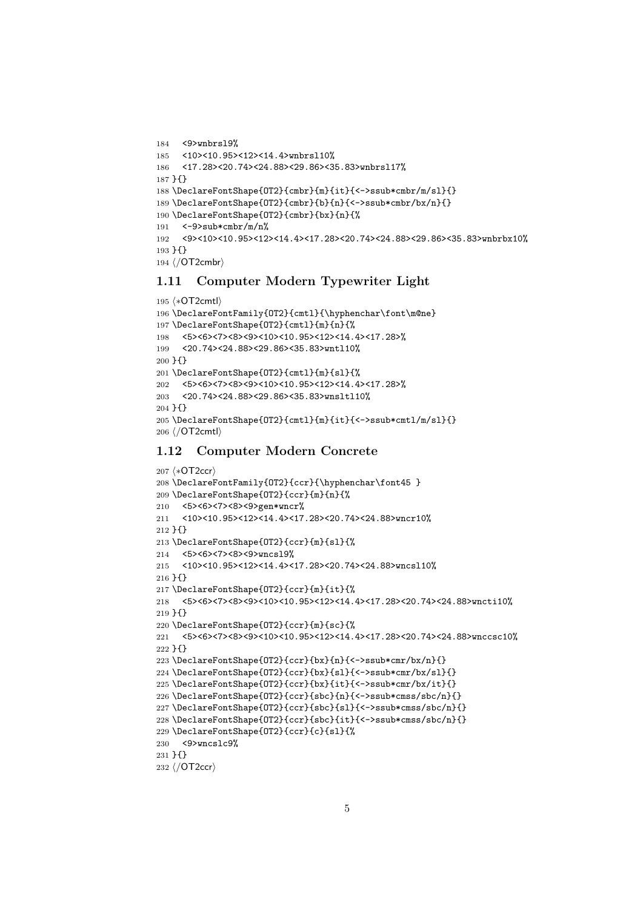```
184   <9>wnbrsl9%
185   <10><10.95><12><14.4>wnbrsl10%
186   <17.28><20.74><24.88><29.86><35.83>wnbrsl17%
187 }{}
188 \DeclareFontShape{OT2}{cmbr}{m}{it}{<->ssub*cmbr/m/sl}{}
189 \DeclareFontShape{OT2}{cmbr}{b}{n}{<->ssub*cmbr/bx/n}{}
190 \DeclareFontShape{OT2}{cmbr}{bx}{n}{%
191   <-9>sub*cmbr/m/n%
192   <9><10><10.95><12><14.4><17.28><20.74><24.88><29.86><35.83>wnbrbx10%
193 }{}
194 ⟨/OT2cmbr⟩
```

### 1.11 Computer Modern Typewriter Light

```
195 ⟨*OT2cmtl⟩
196 \DeclareFontFamily{OT2}{cmtl}{\hyphenchar\font\m@ne}
197 \DeclareFontShape{OT2}{cmtl}{m}{n}{%
198   <5><6><7><8><9><10><10.95><12><14.4><17.28>%
199   <20.74><24.88><29.86><35.83>wntl10%
200 }{}
201 \DeclareFontShape{OT2}{cmtl}{m}{sl}{%
202   <5><6><7><8><9><10><10.95><12><14.4><17.28>%
203   <20.74><24.88><29.86><35.83>wnsltl10%
204 }{}
205 \DeclareFontShape{OT2}{cmtl}{m}{it}{<->ssub*cmtl/m/sl}{}
206 ⟨/OT2cmtl⟩
```

### 1.12 Computer Modern Concrete

```
207 ⟨*OT2ccr⟩
208 \DeclareFontFamily{OT2}{ccr}{\hyphenchar\font45 }
209 \DeclareFontShape{OT2}{ccr}{m}{n}{%
210   <5><6><7><8><9>gen*wncr%
211   <10><10.95><12><14.4><17.28><20.74><24.88>wncr10%
212 }{}
213 \DeclareFontShape{OT2}{ccr}{m}{sl}{%
214   <5><6><7><8><9>wncsl9%
215   <10><10.95><12><14.4><17.28><20.74><24.88>wncsl10%
216 }{}
217 \DeclareFontShape{OT2}{ccr}{m}{it}{%
218   <5><6><7><8><9><10><10.95><12><14.4><17.28><20.74><24.88>wncti10%
219 }{}
220 \DeclareFontShape{OT2}{ccr}{m}{sc}{%
221   <5><6><7><8><9><10><10.95><12><14.4><17.28><20.74><24.88>wnccsc10%
222 }{}
223 \DeclareFontShape{OT2}{ccr}{bx}{n}{<->ssub*cmr/bx/n}{}
224 \DeclareFontShape{OT2}{ccr}{bx}{sl}{<->ssub*cmr/bx/sl}{}
225 \DeclareFontShape{OT2}{ccr}{bx}{it}{<->ssub*cmr/bx/it}{}
226 \DeclareFontShape{OT2}{ccr}{sbc}{n}{<->ssub*cmss/sbc/n}{}
227 \DeclareFontShape{OT2}{ccr}{sbc}{sl}{<->ssub*cmss/sbc/n}{}
228 \DeclareFontShape{OT2}{ccr}{sbc}{it}{<->ssub*cmss/sbc/n}{}
229 \DeclareFontShape{OT2}{ccr}{c}{sl}{%
230   <9>wncslc9%
231 }{}
232 ⟨/OT2ccr⟩
```